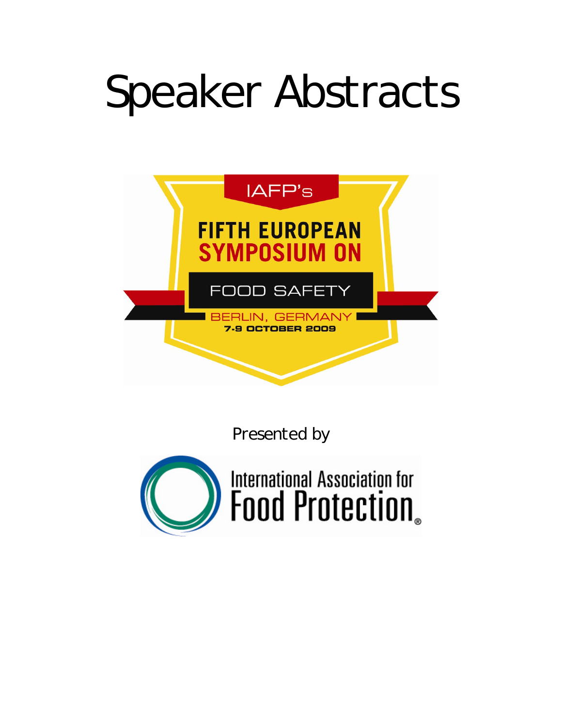# Speaker Abstracts

IAFP's

FIFTH EUROPEAN SYMPOSIUM ON

FOOD SAFETY

BERLIN, GERMANY

7-9 OCTOBER 2009

Presented by

International Association for Food Protection®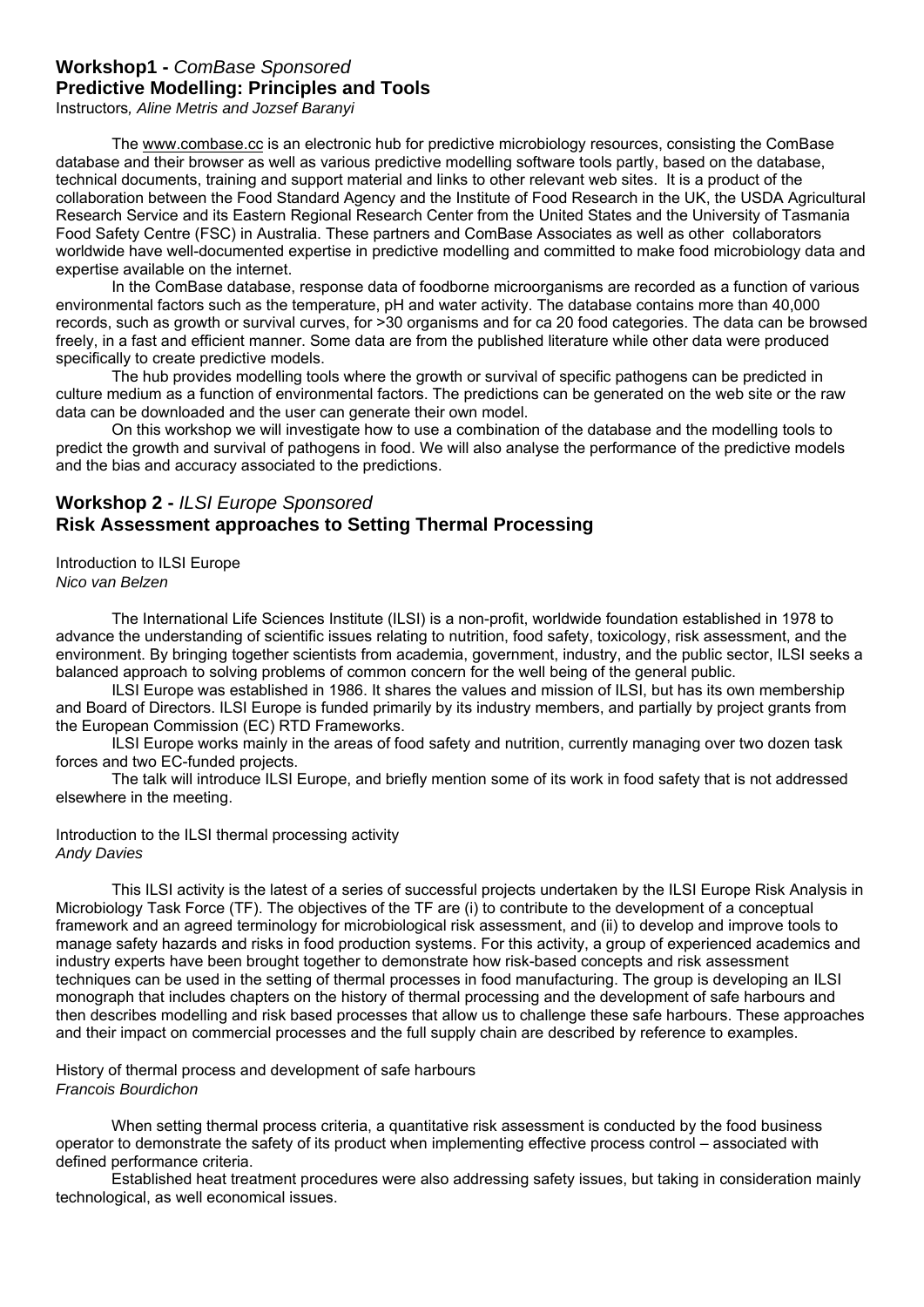## Workshop1 - *ComBase Sponsored*
## Predictive Modelling: Principles and Tools

Instructors*, Aline Metris and Jozsef Baranyi*

The www.combase.cc is an electronic hub for predictive microbiology resources, consisting the ComBase database and their browser as well as various predictive modelling software tools partly, based on the database, technical documents, training and support material and links to other relevant web sites. It is a product of the collaboration between the Food Standard Agency and the Institute of Food Research in the UK, the USDA Agricultural Research Service and its Eastern Regional Research Center from the United States and the University of Tasmania Food Safety Centre (FSC) in Australia. These partners and ComBase Associates as well as other collaborators worldwide have well-documented expertise in predictive modelling and committed to make food microbiology data and expertise available on the internet.

In the ComBase database, response data of foodborne microorganisms are recorded as a function of various environmental factors such as the temperature, pH and water activity. The database contains more than 40,000 records, such as growth or survival curves, for >30 organisms and for ca 20 food categories. The data can be browsed freely, in a fast and efficient manner. Some data are from the published literature while other data were produced specifically to create predictive models.

The hub provides modelling tools where the growth or survival of specific pathogens can be predicted in culture medium as a function of environmental factors. The predictions can be generated on the web site or the raw data can be downloaded and the user can generate their own model.

On this workshop we will investigate how to use a combination of the database and the modelling tools to predict the growth and survival of pathogens in food. We will also analyse the performance of the predictive models and the bias and accuracy associated to the predictions.

## Workshop 2 - *ILSI Europe Sponsored*
## Risk Assessment approaches to Setting Thermal Processing

Introduction to ILSI Europe
*Nico van Belzen*

The International Life Sciences Institute (ILSI) is a non-profit, worldwide foundation established in 1978 to advance the understanding of scientific issues relating to nutrition, food safety, toxicology, risk assessment, and the environment. By bringing together scientists from academia, government, industry, and the public sector, ILSI seeks a balanced approach to solving problems of common concern for the well being of the general public.

ILSI Europe was established in 1986. It shares the values and mission of ILSI, but has its own membership and Board of Directors. ILSI Europe is funded primarily by its industry members, and partially by project grants from the European Commission (EC) RTD Frameworks.

ILSI Europe works mainly in the areas of food safety and nutrition, currently managing over two dozen task forces and two EC-funded projects.

The talk will introduce ILSI Europe, and briefly mention some of its work in food safety that is not addressed elsewhere in the meeting.

Introduction to the ILSI thermal processing activity
*Andy Davies*

This ILSI activity is the latest of a series of successful projects undertaken by the ILSI Europe Risk Analysis in Microbiology Task Force (TF). The objectives of the TF are (i) to contribute to the development of a conceptual framework and an agreed terminology for microbiological risk assessment, and (ii) to develop and improve tools to manage safety hazards and risks in food production systems. For this activity, a group of experienced academics and industry experts have been brought together to demonstrate how risk-based concepts and risk assessment techniques can be used in the setting of thermal processes in food manufacturing. The group is developing an ILSI monograph that includes chapters on the history of thermal processing and the development of safe harbours and then describes modelling and risk based processes that allow us to challenge these safe harbours. These approaches and their impact on commercial processes and the full supply chain are described by reference to examples.

History of thermal process and development of safe harbours
*Francois Bourdichon*

When setting thermal process criteria, a quantitative risk assessment is conducted by the food business operator to demonstrate the safety of its product when implementing effective process control – associated with defined performance criteria.

Established heat treatment procedures were also addressing safety issues, but taking in consideration mainly technological, as well economical issues.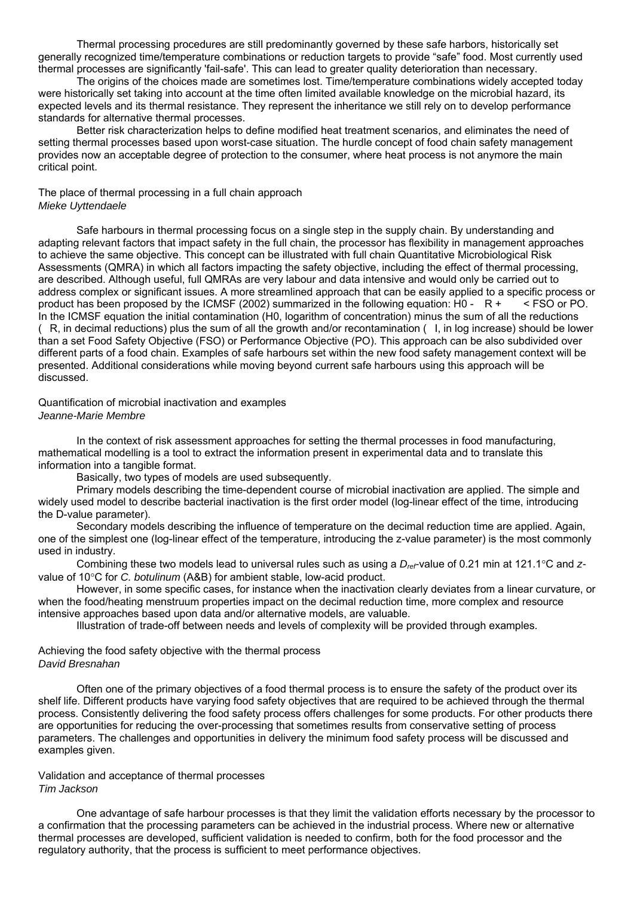Thermal processing procedures are still predominantly governed by these safe harbors, historically set generally recognized time/temperature combinations or reduction targets to provide "safe" food. Most currently used thermal processes are significantly 'fail-safe'. This can lead to greater quality deterioration than necessary.

The origins of the choices made are sometimes lost. Time/temperature combinations widely accepted today were historically set taking into account at the time often limited available knowledge on the microbial hazard, its expected levels and its thermal resistance. They represent the inheritance we still rely on to develop performance standards for alternative thermal processes.

Better risk characterization helps to define modified heat treatment scenarios, and eliminates the need of setting thermal processes based upon worst-case situation. The hurdle concept of food chain safety management provides now an acceptable degree of protection to the consumer, where heat process is not anymore the main critical point.

## The place of thermal processing in a full chain approach

*Mieke Uyttendaele*

Safe harbours in thermal processing focus on a single step in the supply chain. By understanding and adapting relevant factors that impact safety in the full chain, the processor has flexibility in management approaches to achieve the same objective. This concept can be illustrated with full chain Quantitative Microbiological Risk Assessments (QMRA) in which all factors impacting the safety objective, including the effect of thermal processing, are described. Although useful, full QMRAs are very labour and data intensive and would only be carried out to address complex or significant issues. A more streamlined approach that can be easily applied to a specific process or product has been proposed by the ICMSF (2002) summarized in the following equation: $H0 - \sum R + \sum I < \text{FSO or PO}$. In the ICMSF equation the initial contamination (H0, logarithm of concentration) minus the sum of all the reductions ($\sum R$, in decimal reductions) plus the sum of all the growth and/or recontamination ($\sum I$, in log increase) should be lower than a set Food Safety Objective (FSO) or Performance Objective (PO). This approach can be also subdivided over different parts of a food chain. Examples of safe harbours set within the new food safety management context will be presented. Additional considerations while moving beyond current safe harbours using this approach will be discussed.

## Quantification of microbial inactivation and examples

*Jeanne-Marie Membre*

In the context of risk assessment approaches for setting the thermal processes in food manufacturing, mathematical modelling is a tool to extract the information present in experimental data and to translate this information into a tangible format.

Basically, two types of models are used subsequently.

Primary models describing the time-dependent course of microbial inactivation are applied. The simple and widely used model to describe bacterial inactivation is the first order model (log-linear effect of the time, introducing the D-value parameter).

Secondary models describing the influence of temperature on the decimal reduction time are applied. Again, one of the simplest one (log-linear effect of the temperature, introducing the z-value parameter) is the most commonly used in industry.

Combining these two models lead to universal rules such as using a $D_{ref}$-value of 0.21 min at 121.1°C and *z*-value of 10°C for *C. botulinum* (A&B) for ambient stable, low-acid product.

However, in some specific cases, for instance when the inactivation clearly deviates from a linear curvature, or when the food/heating menstruum properties impact on the decimal reduction time, more complex and resource intensive approaches based upon data and/or alternative models, are valuable.

Illustration of trade-off between needs and levels of complexity will be provided through examples.

## Achieving the food safety objective with the thermal process

*David Bresnahan*

Often one of the primary objectives of a food thermal process is to ensure the safety of the product over its shelf life. Different products have varying food safety objectives that are required to be achieved through the thermal process. Consistently delivering the food safety process offers challenges for some products. For other products there are opportunities for reducing the over-processing that sometimes results from conservative setting of process parameters. The challenges and opportunities in delivery the minimum food safety process will be discussed and examples given.

## Validation and acceptance of thermal processes

*Tim Jackson*

One advantage of safe harbour processes is that they limit the validation efforts necessary by the processor to a confirmation that the processing parameters can be achieved in the industrial process. Where new or alternative thermal processes are developed, sufficient validation is needed to confirm, both for the food processor and the regulatory authority, that the process is sufficient to meet performance objectives.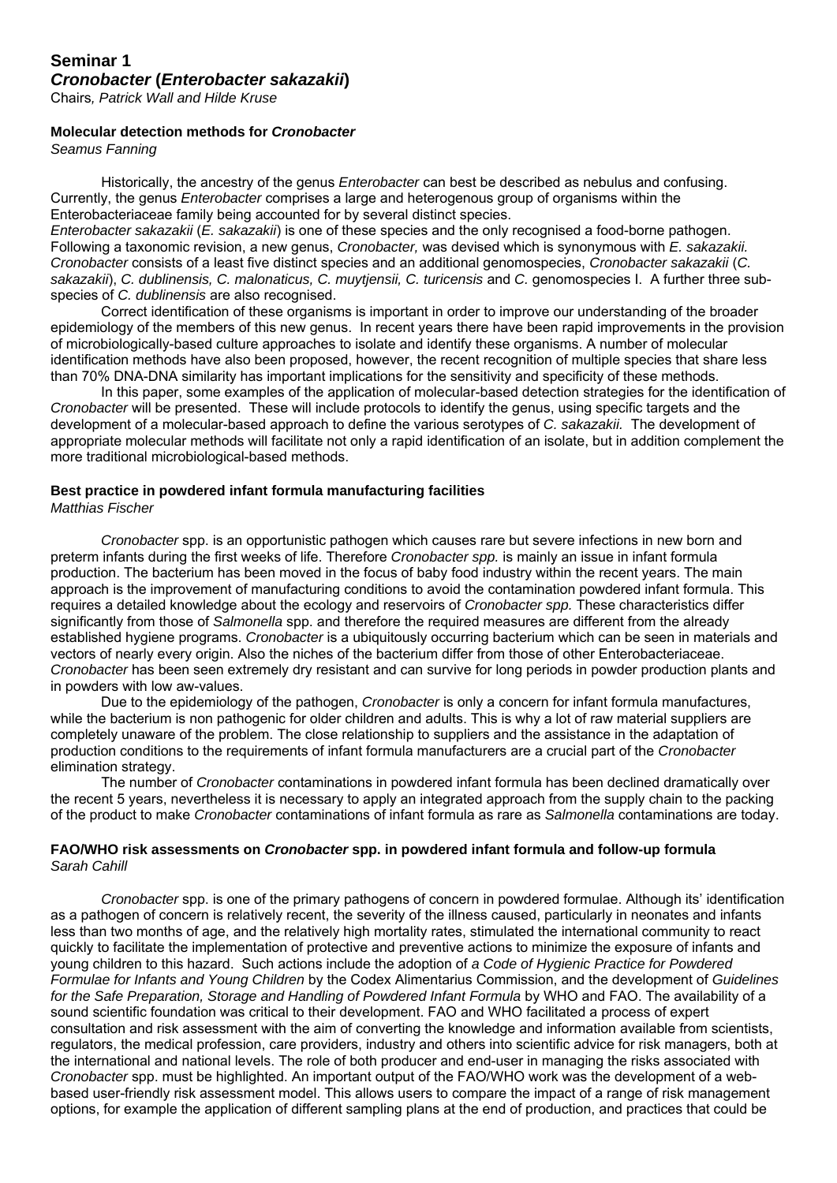# Seminar 1

## *Cronobacter* (*Enterobacter sakazakii*)

Chairs*, Patrick Wall and Hilde Kruse*

### Molecular detection methods for *Cronobacter*

*Seamus Fanning*

Historically, the ancestry of the genus *Enterobacter* can best be described as nebulus and confusing. Currently, the genus *Enterobacter* comprises a large and heterogenous group of organisms within the Enterobacteriaceae family being accounted for by several distinct species.

*Enterobacter sakazakii* (*E. sakazakii*) is one of these species and the only recognised a food-borne pathogen. Following a taxonomic revision, a new genus, *Cronobacter,* was devised which is synonymous with *E. sakazakii.* *Cronobacter* consists of a least five distinct species and an additional genomospecies, *Cronobacter sakazakii* (*C. sakazakii*), *C. dublinensis, C. malonaticus, C. muytjensii, C. turicensis* and *C.* genomospecies I. A further three sub-species of *C. dublinensis* are also recognised.

Correct identification of these organisms is important in order to improve our understanding of the broader epidemiology of the members of this new genus. In recent years there have been rapid improvements in the provision of microbiologically-based culture approaches to isolate and identify these organisms. A number of molecular identification methods have also been proposed, however, the recent recognition of multiple species that share less than 70% DNA-DNA similarity has important implications for the sensitivity and specificity of these methods.

In this paper, some examples of the application of molecular-based detection strategies for the identification of *Cronobacter* will be presented. These will include protocols to identify the genus, using specific targets and the development of a molecular-based approach to define the various serotypes of *C. sakazakii.* The development of appropriate molecular methods will facilitate not only a rapid identification of an isolate, but in addition complement the more traditional microbiological-based methods.

### Best practice in powdered infant formula manufacturing facilities

*Matthias Fischer*

*Cronobacter* spp. is an opportunistic pathogen which causes rare but severe infections in new born and preterm infants during the first weeks of life. Therefore *Cronobacter spp.* is mainly an issue in infant formula production. The bacterium has been moved in the focus of baby food industry within the recent years. The main approach is the improvement of manufacturing conditions to avoid the contamination powdered infant formula. This requires a detailed knowledge about the ecology and reservoirs of *Cronobacter spp.* These characteristics differ significantly from those of *Salmonella* spp. and therefore the required measures are different from the already established hygiene programs. *Cronobacter* is a ubiquitously occurring bacterium which can be seen in materials and vectors of nearly every origin. Also the niches of the bacterium differ from those of other Enterobacteriaceae. *Cronobacter* has been seen extremely dry resistant and can survive for long periods in powder production plants and in powders with low aw-values.

Due to the epidemiology of the pathogen, *Cronobacter* is only a concern for infant formula manufactures, while the bacterium is non pathogenic for older children and adults. This is why a lot of raw material suppliers are completely unaware of the problem. The close relationship to suppliers and the assistance in the adaptation of production conditions to the requirements of infant formula manufacturers are a crucial part of the *Cronobacter* elimination strategy.

The number of *Cronobacter* contaminations in powdered infant formula has been declined dramatically over the recent 5 years, nevertheless it is necessary to apply an integrated approach from the supply chain to the packing of the product to make *Cronobacter* contaminations of infant formula as rare as *Salmonella* contaminations are today.

### FAO/WHO risk assessments on *Cronobacter* spp. in powdered infant formula and follow-up formula

*Sarah Cahill*

*Cronobacter* spp. is one of the primary pathogens of concern in powdered formulae. Although its' identification as a pathogen of concern is relatively recent, the severity of the illness caused, particularly in neonates and infants less than two months of age, and the relatively high mortality rates, stimulated the international community to react quickly to facilitate the implementation of protective and preventive actions to minimize the exposure of infants and young children to this hazard. Such actions include the adoption of *a Code of Hygienic Practice for Powdered Formulae for Infants and Young Children* by the Codex Alimentarius Commission, and the development of *Guidelines for the Safe Preparation, Storage and Handling of Powdered Infant Formula* by WHO and FAO. The availability of a sound scientific foundation was critical to their development. FAO and WHO facilitated a process of expert consultation and risk assessment with the aim of converting the knowledge and information available from scientists, regulators, the medical profession, care providers, industry and others into scientific advice for risk managers, both at the international and national levels. The role of both producer and end-user in managing the risks associated with *Cronobacter* spp. must be highlighted. An important output of the FAO/WHO work was the development of a web-based user-friendly risk assessment model. This allows users to compare the impact of a range of risk management options, for example the application of different sampling plans at the end of production, and practices that could be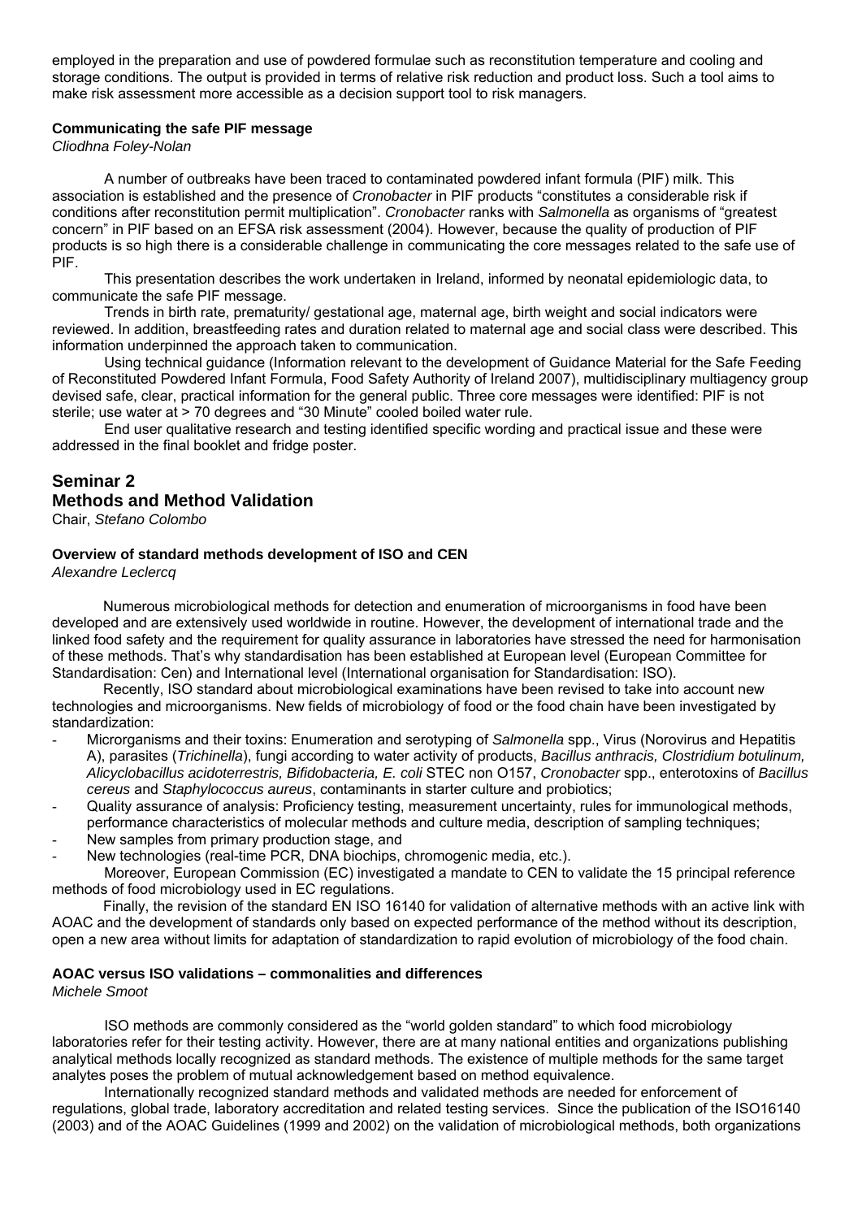employed in the preparation and use of powdered formulae such as reconstitution temperature and cooling and storage conditions. The output is provided in terms of relative risk reduction and product loss. Such a tool aims to make risk assessment more accessible as a decision support tool to risk managers.

#### Communicating the safe PIF message

*Cliodhna Foley-Nolan*

A number of outbreaks have been traced to contaminated powdered infant formula (PIF) milk. This association is established and the presence of *Cronobacter* in PIF products "constitutes a considerable risk if conditions after reconstitution permit multiplication". *Cronobacter* ranks with *Salmonella* as organisms of "greatest concern" in PIF based on an EFSA risk assessment (2004). However, because the quality of production of PIF products is so high there is a considerable challenge in communicating the core messages related to the safe use of PIF.

This presentation describes the work undertaken in Ireland, informed by neonatal epidemiologic data, to communicate the safe PIF message.

Trends in birth rate, prematurity/ gestational age, maternal age, birth weight and social indicators were reviewed. In addition, breastfeeding rates and duration related to maternal age and social class were described. This information underpinned the approach taken to communication.

Using technical guidance (Information relevant to the development of Guidance Material for the Safe Feeding of Reconstituted Powdered Infant Formula, Food Safety Authority of Ireland 2007), multidisciplinary multiagency group devised safe, clear, practical information for the general public. Three core messages were identified: PIF is not sterile; use water at > 70 degrees and "30 Minute" cooled boiled water rule.

End user qualitative research and testing identified specific wording and practical issue and these were addressed in the final booklet and fridge poster.

## Seminar 2
## Methods and Method Validation

Chair, *Stefano Colombo*

#### Overview of standard methods development of ISO and CEN

*Alexandre Leclercq*

Numerous microbiological methods for detection and enumeration of microorganisms in food have been developed and are extensively used worldwide in routine. However, the development of international trade and the linked food safety and the requirement for quality assurance in laboratories have stressed the need for harmonisation of these methods. That's why standardisation has been established at European level (European Committee for Standardisation: Cen) and International level (International organisation for Standardisation: ISO).

Recently, ISO standard about microbiological examinations have been revised to take into account new technologies and microorganisms. New fields of microbiology of food or the food chain have been investigated by standardization:

- Microrganisms and their toxins: Enumeration and serotyping of *Salmonella* spp., Virus (Norovirus and Hepatitis A), parasites (*Trichinella*), fungi according to water activity of products, *Bacillus anthracis, Clostridium botulinum, Alicyclobacillus acidoterrestris, Bifidobacteria, E. coli* STEC non O157, *Cronobacter* spp., enterotoxins of *Bacillus cereus* and *Staphylococcus aureus*, contaminants in starter culture and probiotics;
- Quality assurance of analysis: Proficiency testing, measurement uncertainty, rules for immunological methods, performance characteristics of molecular methods and culture media, description of sampling techniques;
- New samples from primary production stage, and
- New technologies (real-time PCR, DNA biochips, chromogenic media, etc.).

Moreover, European Commission (EC) investigated a mandate to CEN to validate the 15 principal reference methods of food microbiology used in EC regulations.

Finally, the revision of the standard EN ISO 16140 for validation of alternative methods with an active link with AOAC and the development of standards only based on expected performance of the method without its description, open a new area without limits for adaptation of standardization to rapid evolution of microbiology of the food chain.

#### AOAC versus ISO validations – commonalities and differences

*Michele Smoot*

ISO methods are commonly considered as the "world golden standard" to which food microbiology laboratories refer for their testing activity. However, there are at many national entities and organizations publishing analytical methods locally recognized as standard methods. The existence of multiple methods for the same target analytes poses the problem of mutual acknowledgement based on method equivalence.

Internationally recognized standard methods and validated methods are needed for enforcement of regulations, global trade, laboratory accreditation and related testing services. Since the publication of the ISO16140 (2003) and of the AOAC Guidelines (1999 and 2002) on the validation of microbiological methods, both organizations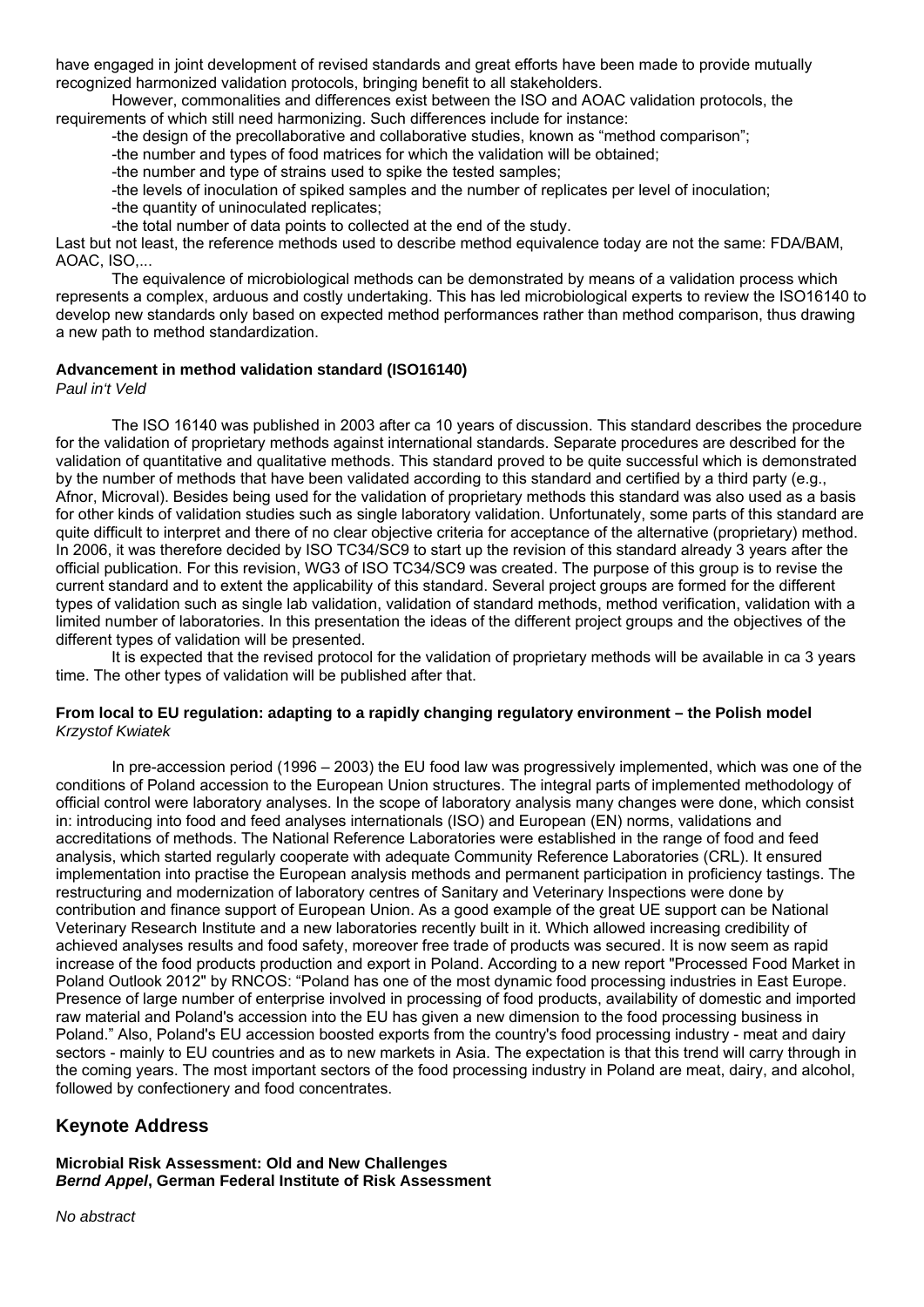have engaged in joint development of revised standards and great efforts have been made to provide mutually recognized harmonized validation protocols, bringing benefit to all stakeholders.

However, commonalities and differences exist between the ISO and AOAC validation protocols, the requirements of which still need harmonizing. Such differences include for instance:

-the design of the precollaborative and collaborative studies, known as "method comparison";

-the number and types of food matrices for which the validation will be obtained;

-the number and type of strains used to spike the tested samples;

-the levels of inoculation of spiked samples and the number of replicates per level of inoculation;

-the quantity of uninoculated replicates;

-the total number of data points to collected at the end of the study.

Last but not least, the reference methods used to describe method equivalence today are not the same: FDA/BAM, AOAC, ISO,...

The equivalence of microbiological methods can be demonstrated by means of a validation process which represents a complex, arduous and costly undertaking. This has led microbiological experts to review the ISO16140 to develop new standards only based on expected method performances rather than method comparison, thus drawing a new path to method standardization.

**Advancement in method validation standard (ISO16140)**
*Paul in't Veld*

The ISO 16140 was published in 2003 after ca 10 years of discussion. This standard describes the procedure for the validation of proprietary methods against international standards. Separate procedures are described for the validation of quantitative and qualitative methods. This standard proved to be quite successful which is demonstrated by the number of methods that have been validated according to this standard and certified by a third party (e.g., Afnor, Microval). Besides being used for the validation of proprietary methods this standard was also used as a basis for other kinds of validation studies such as single laboratory validation. Unfortunately, some parts of this standard are quite difficult to interpret and there of no clear objective criteria for acceptance of the alternative (proprietary) method. In 2006, it was therefore decided by ISO TC34/SC9 to start up the revision of this standard already 3 years after the official publication. For this revision, WG3 of ISO TC34/SC9 was created. The purpose of this group is to revise the current standard and to extent the applicability of this standard. Several project groups are formed for the different types of validation such as single lab validation, validation of standard methods, method verification, validation with a limited number of laboratories. In this presentation the ideas of the different project groups and the objectives of the different types of validation will be presented.

It is expected that the revised protocol for the validation of proprietary methods will be available in ca 3 years time. The other types of validation will be published after that.

**From local to EU regulation: adapting to a rapidly changing regulatory environment – the Polish model**
*Krzystof Kwiatek*

In pre-accession period (1996 – 2003) the EU food law was progressively implemented, which was one of the conditions of Poland accession to the European Union structures. The integral parts of implemented methodology of official control were laboratory analyses. In the scope of laboratory analysis many changes were done, which consist in: introducing into food and feed analyses internationals (ISO) and European (EN) norms, validations and accreditations of methods. The National Reference Laboratories were established in the range of food and feed analysis, which started regularly cooperate with adequate Community Reference Laboratories (CRL). It ensured implementation into practise the European analysis methods and permanent participation in proficiency tastings. The restructuring and modernization of laboratory centres of Sanitary and Veterinary Inspections were done by contribution and finance support of European Union. As a good example of the great UE support can be National Veterinary Research Institute and a new laboratories recently built in it. Which allowed increasing credibility of achieved analyses results and food safety, moreover free trade of products was secured. It is now seem as rapid increase of the food products production and export in Poland. According to a new report "Processed Food Market in Poland Outlook 2012" by RNCOS: "Poland has one of the most dynamic food processing industries in East Europe. Presence of large number of enterprise involved in processing of food products, availability of domestic and imported raw material and Poland's accession into the EU has given a new dimension to the food processing business in Poland." Also, Poland's EU accession boosted exports from the country's food processing industry - meat and dairy sectors - mainly to EU countries and as to new markets in Asia. The expectation is that this trend will carry through in the coming years. The most important sectors of the food processing industry in Poland are meat, dairy, and alcohol, followed by confectionery and food concentrates.

## Keynote Address

**Microbial Risk Assessment: Old and New Challenges**
***Bernd Appel*, German Federal Institute of Risk Assessment**

*No abstract*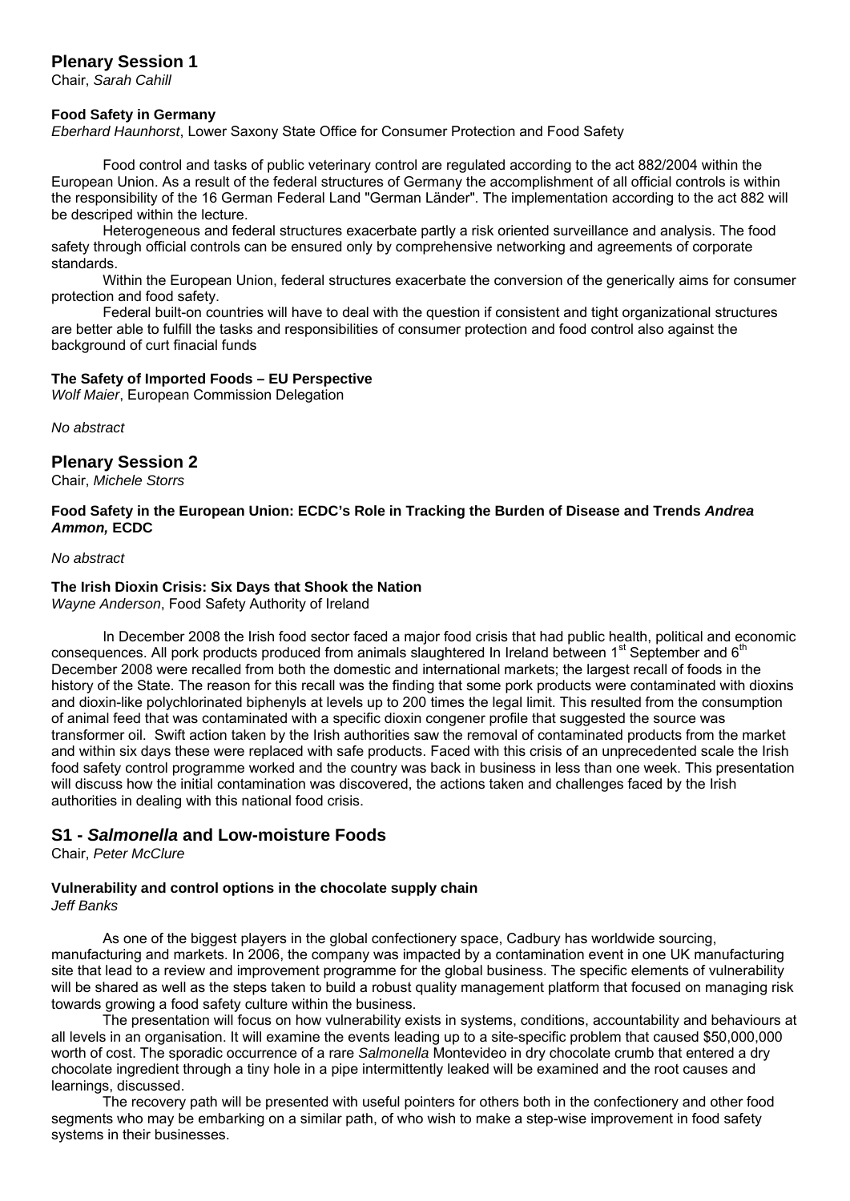## Plenary Session 1

Chair, *Sarah Cahill*

### Food Safety in Germany

*Eberhard Haunhorst*, Lower Saxony State Office for Consumer Protection and Food Safety

Food control and tasks of public veterinary control are regulated according to the act 882/2004 within the European Union. As a result of the federal structures of Germany the accomplishment of all official controls is within the responsibility of the 16 German Federal Land "German Länder". The implementation according to the act 882 will be descriped within the lecture.

Heterogeneous and federal structures exacerbate partly a risk oriented surveillance and analysis. The food safety through official controls can be ensured only by comprehensive networking and agreements of corporate standards.

Within the European Union, federal structures exacerbate the conversion of the generically aims for consumer protection and food safety.

Federal built-on countries will have to deal with the question if consistent and tight organizational structures are better able to fulfill the tasks and responsibilities of consumer protection and food control also against the background of curt finacial funds

### The Safety of Imported Foods – EU Perspective

*Wolf Maier*, European Commission Delegation

*No abstract*

## Plenary Session 2

Chair, *Michele Storrs*

### Food Safety in the European Union: ECDC's Role in Tracking the Burden of Disease and Trends *Andrea Ammon,* ECDC

*No abstract*

### The Irish Dioxin Crisis: Six Days that Shook the Nation

*Wayne Anderson*, Food Safety Authority of Ireland

In December 2008 the Irish food sector faced a major food crisis that had public health, political and economic consequences. All pork products produced from animals slaughtered In Ireland between 1st September and 6th December 2008 were recalled from both the domestic and international markets; the largest recall of foods in the history of the State. The reason for this recall was the finding that some pork products were contaminated with dioxins and dioxin-like polychlorinated biphenyls at levels up to 200 times the legal limit. This resulted from the consumption of animal feed that was contaminated with a specific dioxin congener profile that suggested the source was transformer oil. Swift action taken by the Irish authorities saw the removal of contaminated products from the market and within six days these were replaced with safe products. Faced with this crisis of an unprecedented scale the Irish food safety control programme worked and the country was back in business in less than one week. This presentation will discuss how the initial contamination was discovered, the actions taken and challenges faced by the Irish authorities in dealing with this national food crisis.

## S1 - *Salmonella* and Low-moisture Foods

Chair, *Peter McClure*

### Vulnerability and control options in the chocolate supply chain

*Jeff Banks*

As one of the biggest players in the global confectionery space, Cadbury has worldwide sourcing, manufacturing and markets. In 2006, the company was impacted by a contamination event in one UK manufacturing site that lead to a review and improvement programme for the global business. The specific elements of vulnerability will be shared as well as the steps taken to build a robust quality management platform that focused on managing risk towards growing a food safety culture within the business.

The presentation will focus on how vulnerability exists in systems, conditions, accountability and behaviours at all levels in an organisation. It will examine the events leading up to a site-specific problem that caused $50,000,000 worth of cost. The sporadic occurrence of a rare *Salmonella* Montevideo in dry chocolate crumb that entered a dry chocolate ingredient through a tiny hole in a pipe intermittently leaked will be examined and the root causes and learnings, discussed.

The recovery path will be presented with useful pointers for others both in the confectionery and other food segments who may be embarking on a similar path, of who wish to make a step-wise improvement in food safety systems in their businesses.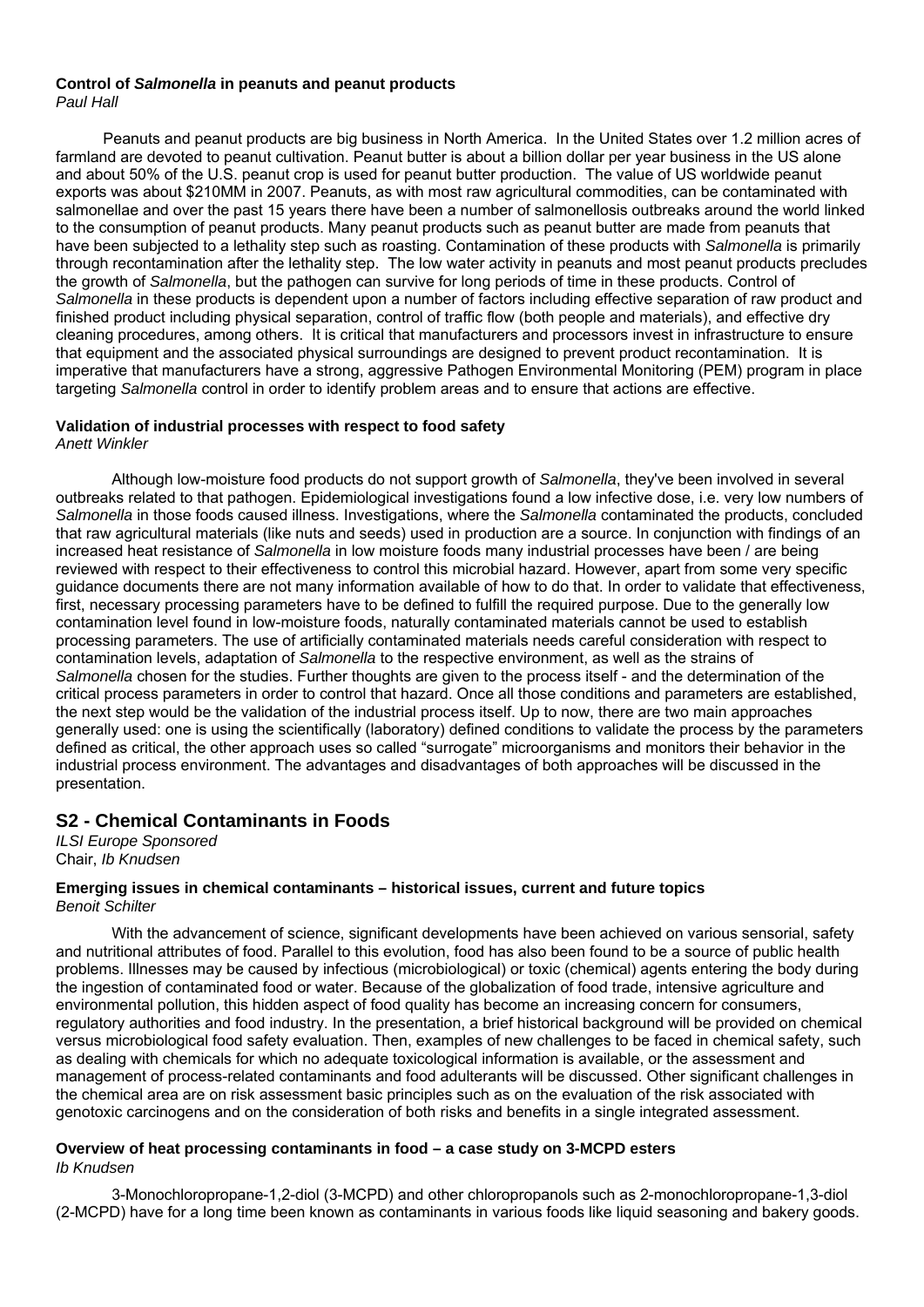**Control of *Salmonella* in peanuts and peanut products**
*Paul Hall*

Peanuts and peanut products are big business in North America. In the United States over 1.2 million acres of farmland are devoted to peanut cultivation. Peanut butter is about a billion dollar per year business in the US alone and about 50% of the U.S. peanut crop is used for peanut butter production. The value of US worldwide peanut exports was about $210MM in 2007. Peanuts, as with most raw agricultural commodities, can be contaminated with salmonellae and over the past 15 years there have been a number of salmonellosis outbreaks around the world linked to the consumption of peanut products. Many peanut products such as peanut butter are made from peanuts that have been subjected to a lethality step such as roasting. Contamination of these products with *Salmonella* is primarily through recontamination after the lethality step. The low water activity in peanuts and most peanut products precludes the growth of *Salmonella*, but the pathogen can survive for long periods of time in these products. Control of *Salmonella* in these products is dependent upon a number of factors including effective separation of raw product and finished product including physical separation, control of traffic flow (both people and materials), and effective dry cleaning procedures, among others. It is critical that manufacturers and processors invest in infrastructure to ensure that equipment and the associated physical surroundings are designed to prevent product recontamination. It is imperative that manufacturers have a strong, aggressive Pathogen Environmental Monitoring (PEM) program in place targeting *Salmonella* control in order to identify problem areas and to ensure that actions are effective.

**Validation of industrial processes with respect to food safety**
*Anett Winkler*

Although low-moisture food products do not support growth of *Salmonella*, they've been involved in several outbreaks related to that pathogen. Epidemiological investigations found a low infective dose, i.e. very low numbers of *Salmonella* in those foods caused illness. Investigations, where the *Salmonella* contaminated the products, concluded that raw agricultural materials (like nuts and seeds) used in production are a source. In conjunction with findings of an increased heat resistance of *Salmonella* in low moisture foods many industrial processes have been / are being reviewed with respect to their effectiveness to control this microbial hazard. However, apart from some very specific guidance documents there are not many information available of how to do that. In order to validate that effectiveness, first, necessary processing parameters have to be defined to fulfill the required purpose. Due to the generally low contamination level found in low-moisture foods, naturally contaminated materials cannot be used to establish processing parameters. The use of artificially contaminated materials needs careful consideration with respect to contamination levels, adaptation of *Salmonella* to the respective environment, as well as the strains of *Salmonella* chosen for the studies. Further thoughts are given to the process itself - and the determination of the critical process parameters in order to control that hazard. Once all those conditions and parameters are established, the next step would be the validation of the industrial process itself. Up to now, there are two main approaches generally used: one is using the scientifically (laboratory) defined conditions to validate the process by the parameters defined as critical, the other approach uses so called "surrogate" microorganisms and monitors their behavior in the industrial process environment. The advantages and disadvantages of both approaches will be discussed in the presentation.

## S2 - Chemical Contaminants in Foods

*ILSI Europe Sponsored*
Chair, *Ib Knudsen*

**Emerging issues in chemical contaminants – historical issues, current and future topics**
*Benoit Schilter*

With the advancement of science, significant developments have been achieved on various sensorial, safety and nutritional attributes of food. Parallel to this evolution, food has also been found to be a source of public health problems. Illnesses may be caused by infectious (microbiological) or toxic (chemical) agents entering the body during the ingestion of contaminated food or water. Because of the globalization of food trade, intensive agriculture and environmental pollution, this hidden aspect of food quality has become an increasing concern for consumers, regulatory authorities and food industry. In the presentation, a brief historical background will be provided on chemical versus microbiological food safety evaluation. Then, examples of new challenges to be faced in chemical safety, such as dealing with chemicals for which no adequate toxicological information is available, or the assessment and management of process-related contaminants and food adulterants will be discussed. Other significant challenges in the chemical area are on risk assessment basic principles such as on the evaluation of the risk associated with genotoxic carcinogens and on the consideration of both risks and benefits in a single integrated assessment.

**Overview of heat processing contaminants in food – a case study on 3-MCPD esters**
*Ib Knudsen*

3-Monochloropropane-1,2-diol (3-MCPD) and other chloropropanols such as 2-monochloropropane-1,3-diol (2-MCPD) have for a long time been known as contaminants in various foods like liquid seasoning and bakery goods.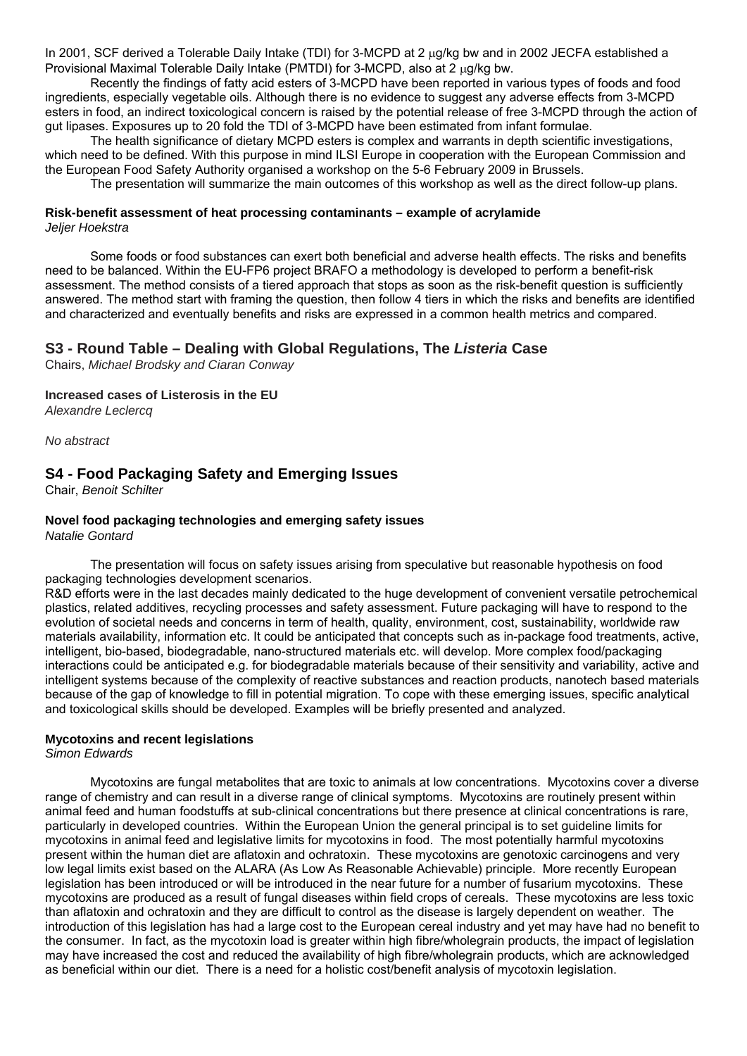In 2001, SCF derived a Tolerable Daily Intake (TDI) for 3-MCPD at 2 μg/kg bw and in 2002 JECFA established a Provisional Maximal Tolerable Daily Intake (PMTDI) for 3-MCPD, also at 2 μg/kg bw.

Recently the findings of fatty acid esters of 3-MCPD have been reported in various types of foods and food ingredients, especially vegetable oils. Although there is no evidence to suggest any adverse effects from 3-MCPD esters in food, an indirect toxicological concern is raised by the potential release of free 3-MCPD through the action of gut lipases. Exposures up to 20 fold the TDI of 3-MCPD have been estimated from infant formulae.

The health significance of dietary MCPD esters is complex and warrants in depth scientific investigations, which need to be defined. With this purpose in mind ILSI Europe in cooperation with the European Commission and the European Food Safety Authority organised a workshop on the 5-6 February 2009 in Brussels.

The presentation will summarize the main outcomes of this workshop as well as the direct follow-up plans.

#### Risk-benefit assessment of heat processing contaminants – example of acrylamide

*Jeljer Hoekstra*

Some foods or food substances can exert both beneficial and adverse health effects. The risks and benefits need to be balanced. Within the EU-FP6 project BRAFO a methodology is developed to perform a benefit-risk assessment. The method consists of a tiered approach that stops as soon as the risk-benefit question is sufficiently answered. The method start with framing the question, then follow 4 tiers in which the risks and benefits are identified and characterized and eventually benefits and risks are expressed in a common health metrics and compared.

## S3 - Round Table – Dealing with Global Regulations, The *Listeria* Case

Chairs, *Michael Brodsky and Ciaran Conway*

#### Increased cases of Listerosis in the EU

*Alexandre Leclercq*

*No abstract*

## S4 - Food Packaging Safety and Emerging Issues

Chair, *Benoit Schilter*

#### Novel food packaging technologies and emerging safety issues

*Natalie Gontard*

The presentation will focus on safety issues arising from speculative but reasonable hypothesis on food packaging technologies development scenarios.

R&D efforts were in the last decades mainly dedicated to the huge development of convenient versatile petrochemical plastics, related additives, recycling processes and safety assessment. Future packaging will have to respond to the evolution of societal needs and concerns in term of health, quality, environment, cost, sustainability, worldwide raw materials availability, information etc. It could be anticipated that concepts such as in-package food treatments, active, intelligent, bio-based, biodegradable, nano-structured materials etc. will develop. More complex food/packaging interactions could be anticipated e.g. for biodegradable materials because of their sensitivity and variability, active and intelligent systems because of the complexity of reactive substances and reaction products, nanotech based materials because of the gap of knowledge to fill in potential migration. To cope with these emerging issues, specific analytical and toxicological skills should be developed. Examples will be briefly presented and analyzed.

#### Mycotoxins and recent legislations

*Simon Edwards*

Mycotoxins are fungal metabolites that are toxic to animals at low concentrations. Mycotoxins cover a diverse range of chemistry and can result in a diverse range of clinical symptoms. Mycotoxins are routinely present within animal feed and human foodstuffs at sub-clinical concentrations but there presence at clinical concentrations is rare, particularly in developed countries. Within the European Union the general principal is to set guideline limits for mycotoxins in animal feed and legislative limits for mycotoxins in food. The most potentially harmful mycotoxins present within the human diet are aflatoxin and ochratoxin. These mycotoxins are genotoxic carcinogens and very low legal limits exist based on the ALARA (As Low As Reasonable Achievable) principle. More recently European legislation has been introduced or will be introduced in the near future for a number of fusarium mycotoxins. These mycotoxins are produced as a result of fungal diseases within field crops of cereals. These mycotoxins are less toxic than aflatoxin and ochratoxin and they are difficult to control as the disease is largely dependent on weather. The introduction of this legislation has had a large cost to the European cereal industry and yet may have had no benefit to the consumer. In fact, as the mycotoxin load is greater within high fibre/wholegrain products, the impact of legislation may have increased the cost and reduced the availability of high fibre/wholegrain products, which are acknowledged as beneficial within our diet. There is a need for a holistic cost/benefit analysis of mycotoxin legislation.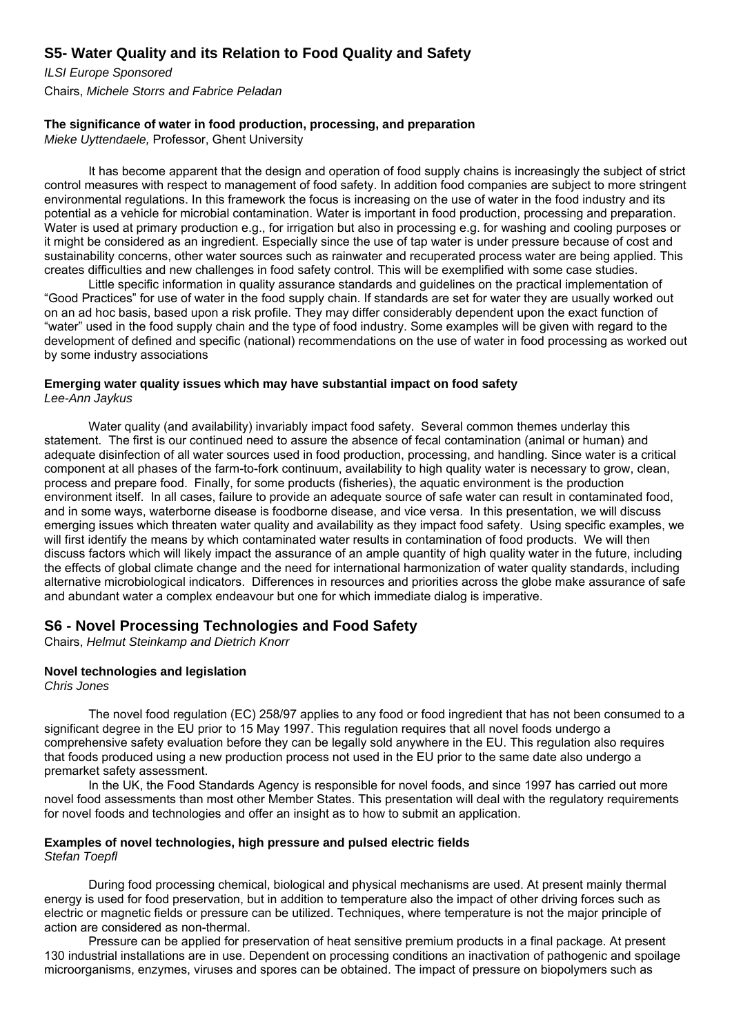## S5- Water Quality and its Relation to Food Quality and Safety

*ILSI Europe Sponsored*

Chairs, *Michele Storrs and Fabrice Peladan*

### The significance of water in food production, processing, and preparation

*Mieke Uyttendaele,* Professor, Ghent University

It has become apparent that the design and operation of food supply chains is increasingly the subject of strict control measures with respect to management of food safety. In addition food companies are subject to more stringent environmental regulations. In this framework the focus is increasing on the use of water in the food industry and its potential as a vehicle for microbial contamination. Water is important in food production, processing and preparation. Water is used at primary production e.g., for irrigation but also in processing e.g. for washing and cooling purposes or it might be considered as an ingredient. Especially since the use of tap water is under pressure because of cost and sustainability concerns, other water sources such as rainwater and recuperated process water are being applied. This creates difficulties and new challenges in food safety control. This will be exemplified with some case studies.

Little specific information in quality assurance standards and guidelines on the practical implementation of "Good Practices" for use of water in the food supply chain. If standards are set for water they are usually worked out on an ad hoc basis, based upon a risk profile. They may differ considerably dependent upon the exact function of "water" used in the food supply chain and the type of food industry. Some examples will be given with regard to the development of defined and specific (national) recommendations on the use of water in food processing as worked out by some industry associations

### Emerging water quality issues which may have substantial impact on food safety

*Lee-Ann Jaykus*

Water quality (and availability) invariably impact food safety. Several common themes underlay this statement. The first is our continued need to assure the absence of fecal contamination (animal or human) and adequate disinfection of all water sources used in food production, processing, and handling. Since water is a critical component at all phases of the farm-to-fork continuum, availability to high quality water is necessary to grow, clean, process and prepare food. Finally, for some products (fisheries), the aquatic environment is the production environment itself. In all cases, failure to provide an adequate source of safe water can result in contaminated food, and in some ways, waterborne disease is foodborne disease, and vice versa. In this presentation, we will discuss emerging issues which threaten water quality and availability as they impact food safety. Using specific examples, we will first identify the means by which contaminated water results in contamination of food products. We will then discuss factors which will likely impact the assurance of an ample quantity of high quality water in the future, including the effects of global climate change and the need for international harmonization of water quality standards, including alternative microbiological indicators. Differences in resources and priorities across the globe make assurance of safe and abundant water a complex endeavour but one for which immediate dialog is imperative.

## S6 - Novel Processing Technologies and Food Safety

Chairs, *Helmut Steinkamp and Dietrich Knorr*

### Novel technologies and legislation

*Chris Jones*

The novel food regulation (EC) 258/97 applies to any food or food ingredient that has not been consumed to a significant degree in the EU prior to 15 May 1997. This regulation requires that all novel foods undergo a comprehensive safety evaluation before they can be legally sold anywhere in the EU. This regulation also requires that foods produced using a new production process not used in the EU prior to the same date also undergo a premarket safety assessment.

In the UK, the Food Standards Agency is responsible for novel foods, and since 1997 has carried out more novel food assessments than most other Member States. This presentation will deal with the regulatory requirements for novel foods and technologies and offer an insight as to how to submit an application.

### Examples of novel technologies, high pressure and pulsed electric fields

*Stefan Toepfl*

During food processing chemical, biological and physical mechanisms are used. At present mainly thermal energy is used for food preservation, but in addition to temperature also the impact of other driving forces such as electric or magnetic fields or pressure can be utilized. Techniques, where temperature is not the major principle of action are considered as non-thermal.

Pressure can be applied for preservation of heat sensitive premium products in a final package. At present 130 industrial installations are in use. Dependent on processing conditions an inactivation of pathogenic and spoilage microorganisms, enzymes, viruses and spores can be obtained. The impact of pressure on biopolymers such as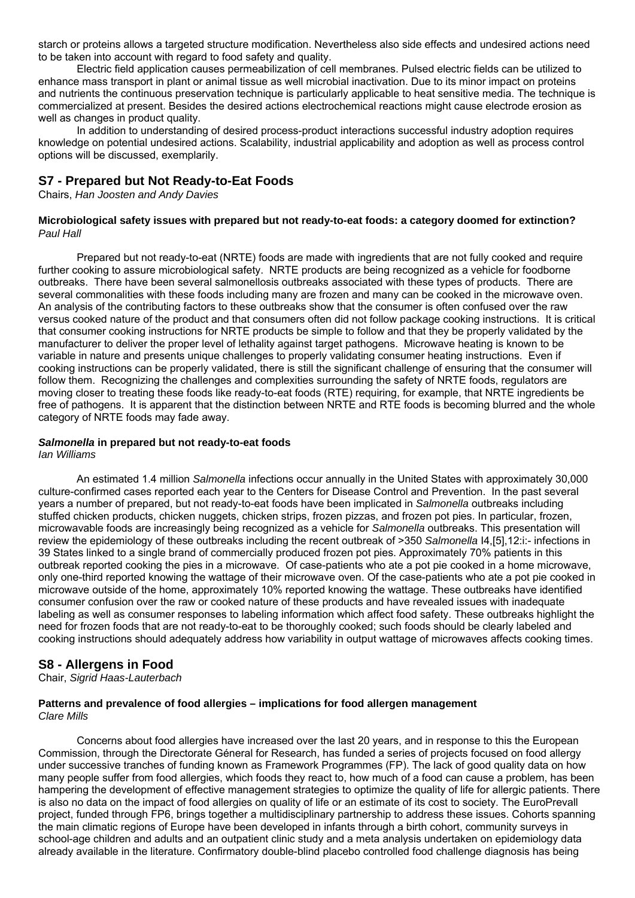starch or proteins allows a targeted structure modification. Nevertheless also side effects and undesired actions need to be taken into account with regard to food safety and quality.

Electric field application causes permeabilization of cell membranes. Pulsed electric fields can be utilized to enhance mass transport in plant or animal tissue as well microbial inactivation. Due to its minor impact on proteins and nutrients the continuous preservation technique is particularly applicable to heat sensitive media. The technique is commercialized at present. Besides the desired actions electrochemical reactions might cause electrode erosion as well as changes in product quality.

In addition to understanding of desired process-product interactions successful industry adoption requires knowledge on potential undesired actions. Scalability, industrial applicability and adoption as well as process control options will be discussed, exemplarily.

## S7 - Prepared but Not Ready-to-Eat Foods

Chairs, *Han Joosten and Andy Davies*

### Microbiological safety issues with prepared but not ready-to-eat foods: a category doomed for extinction?

*Paul Hall*

Prepared but not ready-to-eat (NRTE) foods are made with ingredients that are not fully cooked and require further cooking to assure microbiological safety. NRTE products are being recognized as a vehicle for foodborne outbreaks. There have been several salmonellosis outbreaks associated with these types of products. There are several commonalities with these foods including many are frozen and many can be cooked in the microwave oven. An analysis of the contributing factors to these outbreaks show that the consumer is often confused over the raw versus cooked nature of the product and that consumers often did not follow package cooking instructions. It is critical that consumer cooking instructions for NRTE products be simple to follow and that they be properly validated by the manufacturer to deliver the proper level of lethality against target pathogens. Microwave heating is known to be variable in nature and presents unique challenges to properly validating consumer heating instructions. Even if cooking instructions can be properly validated, there is still the significant challenge of ensuring that the consumer will follow them. Recognizing the challenges and complexities surrounding the safety of NRTE foods, regulators are moving closer to treating these foods like ready-to-eat foods (RTE) requiring, for example, that NRTE ingredients be free of pathogens. It is apparent that the distinction between NRTE and RTE foods is becoming blurred and the whole category of NRTE foods may fade away.

### *Salmonella* in prepared but not ready-to-eat foods

*Ian Williams*

An estimated 1.4 million *Salmonella* infections occur annually in the United States with approximately 30,000 culture-confirmed cases reported each year to the Centers for Disease Control and Prevention. In the past several years a number of prepared, but not ready-to-eat foods have been implicated in *Salmonella* outbreaks including stuffed chicken products, chicken nuggets, chicken strips, frozen pizzas, and frozen pot pies. In particular, frozen, microwavable foods are increasingly being recognized as a vehicle for *Salmonella* outbreaks. This presentation will review the epidemiology of these outbreaks including the recent outbreak of >350 *Salmonella* I4,[5],12:i:- infections in 39 States linked to a single brand of commercially produced frozen pot pies. Approximately 70% patients in this outbreak reported cooking the pies in a microwave. Of case-patients who ate a pot pie cooked in a home microwave, only one-third reported knowing the wattage of their microwave oven. Of the case-patients who ate a pot pie cooked in microwave outside of the home, approximately 10% reported knowing the wattage. These outbreaks have identified consumer confusion over the raw or cooked nature of these products and have revealed issues with inadequate labeling as well as consumer responses to labeling information which affect food safety. These outbreaks highlight the need for frozen foods that are not ready-to-eat to be thoroughly cooked; such foods should be clearly labeled and cooking instructions should adequately address how variability in output wattage of microwaves affects cooking times.

## S8 - Allergens in Food

Chair, *Sigrid Haas-Lauterbach*

### Patterns and prevalence of food allergies – implications for food allergen management

*Clare Mills*

Concerns about food allergies have increased over the last 20 years, and in response to this the European Commission, through the Directorate Géneral for Research, has funded a series of projects focused on food allergy under successive tranches of funding known as Framework Programmes (FP). The lack of good quality data on how many people suffer from food allergies, which foods they react to, how much of a food can cause a problem, has been hampering the development of effective management strategies to optimize the quality of life for allergic patients. There is also no data on the impact of food allergies on quality of life or an estimate of its cost to society. The EuroPrevall project, funded through FP6, brings together a multidisciplinary partnership to address these issues. Cohorts spanning the main climatic regions of Europe have been developed in infants through a birth cohort, community surveys in school-age children and adults and an outpatient clinic study and a meta analysis undertaken on epidemiology data already available in the literature. Confirmatory double-blind placebo controlled food challenge diagnosis has being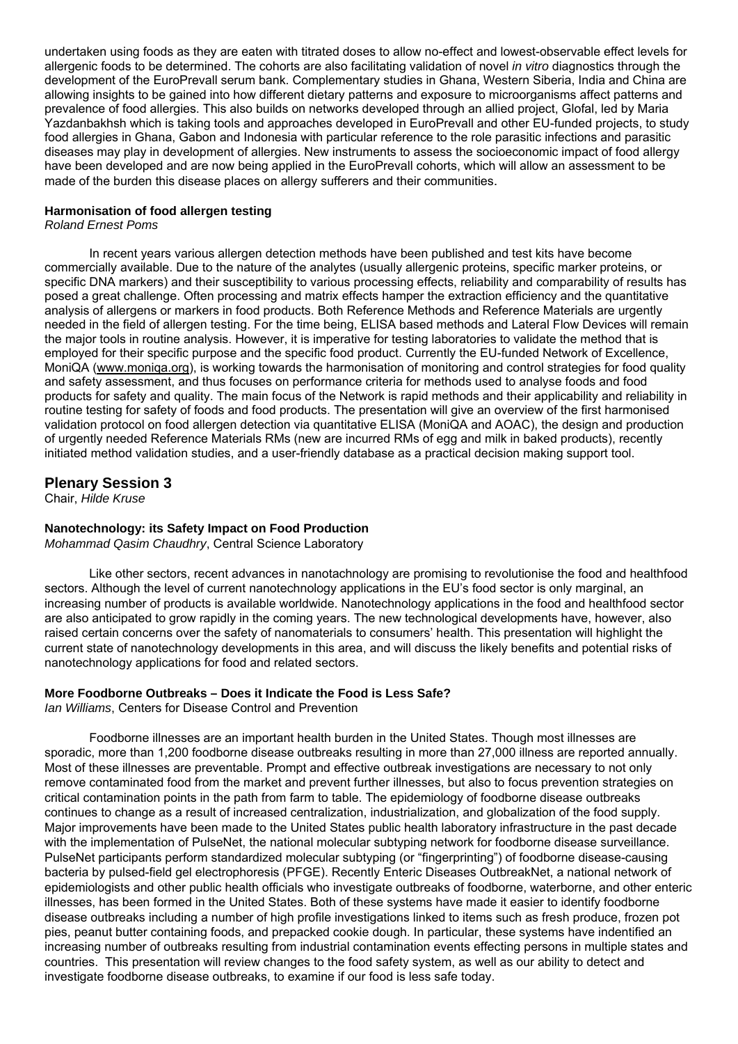undertaken using foods as they are eaten with titrated doses to allow no-effect and lowest-observable effect levels for allergenic foods to be determined. The cohorts are also facilitating validation of novel *in vitro* diagnostics through the development of the EuroPrevall serum bank. Complementary studies in Ghana, Western Siberia, India and China are allowing insights to be gained into how different dietary patterns and exposure to microorganisms affect patterns and prevalence of food allergies. This also builds on networks developed through an allied project, Glofal, led by Maria Yazdanbakhsh which is taking tools and approaches developed in EuroPrevall and other EU-funded projects, to study food allergies in Ghana, Gabon and Indonesia with particular reference to the role parasitic infections and parasitic diseases may play in development of allergies. New instruments to assess the socioeconomic impact of food allergy have been developed and are now being applied in the EuroPrevall cohorts, which will allow an assessment to be made of the burden this disease places on allergy sufferers and their communities.

**Harmonisation of food allergen testing**
*Roland Ernest Poms*

In recent years various allergen detection methods have been published and test kits have become commercially available. Due to the nature of the analytes (usually allergenic proteins, specific marker proteins, or specific DNA markers) and their susceptibility to various processing effects, reliability and comparability of results has posed a great challenge. Often processing and matrix effects hamper the extraction efficiency and the quantitative analysis of allergens or markers in food products. Both Reference Methods and Reference Materials are urgently needed in the field of allergen testing. For the time being, ELISA based methods and Lateral Flow Devices will remain the major tools in routine analysis. However, it is imperative for testing laboratories to validate the method that is employed for their specific purpose and the specific food product. Currently the EU-funded Network of Excellence, MoniQA (www.moniqa.org), is working towards the harmonisation of monitoring and control strategies for food quality and safety assessment, and thus focuses on performance criteria for methods used to analyse foods and food products for safety and quality. The main focus of the Network is rapid methods and their applicability and reliability in routine testing for safety of foods and food products. The presentation will give an overview of the first harmonised validation protocol on food allergen detection via quantitative ELISA (MoniQA and AOAC), the design and production of urgently needed Reference Materials RMs (new are incurred RMs of egg and milk in baked products), recently initiated method validation studies, and a user-friendly database as a practical decision making support tool.

## Plenary Session 3

Chair, *Hilde Kruse*

**Nanotechnology: its Safety Impact on Food Production**
*Mohammad Qasim Chaudhry*, Central Science Laboratory

Like other sectors, recent advances in nanotachnology are promising to revolutionise the food and healthfood sectors. Although the level of current nanotechnology applications in the EU's food sector is only marginal, an increasing number of products is available worldwide. Nanotechnology applications in the food and healthfood sector are also anticipated to grow rapidly in the coming years. The new technological developments have, however, also raised certain concerns over the safety of nanomaterials to consumers' health. This presentation will highlight the current state of nanotechnology developments in this area, and will discuss the likely benefits and potential risks of nanotechnology applications for food and related sectors.

**More Foodborne Outbreaks – Does it Indicate the Food is Less Safe?**
*Ian Williams*, Centers for Disease Control and Prevention

Foodborne illnesses are an important health burden in the United States. Though most illnesses are sporadic, more than 1,200 foodborne disease outbreaks resulting in more than 27,000 illness are reported annually. Most of these illnesses are preventable. Prompt and effective outbreak investigations are necessary to not only remove contaminated food from the market and prevent further illnesses, but also to focus prevention strategies on critical contamination points in the path from farm to table. The epidemiology of foodborne disease outbreaks continues to change as a result of increased centralization, industrialization, and globalization of the food supply. Major improvements have been made to the United States public health laboratory infrastructure in the past decade with the implementation of PulseNet, the national molecular subtyping network for foodborne disease surveillance. PulseNet participants perform standardized molecular subtyping (or "fingerprinting") of foodborne disease-causing bacteria by pulsed-field gel electrophoresis (PFGE). Recently Enteric Diseases OutbreakNet, a national network of epidemiologists and other public health officials who investigate outbreaks of foodborne, waterborne, and other enteric illnesses, has been formed in the United States. Both of these systems have made it easier to identify foodborne disease outbreaks including a number of high profile investigations linked to items such as fresh produce, frozen pot pies, peanut butter containing foods, and prepacked cookie dough. In particular, these systems have indentified an increasing number of outbreaks resulting from industrial contamination events effecting persons in multiple states and countries. This presentation will review changes to the food safety system, as well as our ability to detect and investigate foodborne disease outbreaks, to examine if our food is less safe today.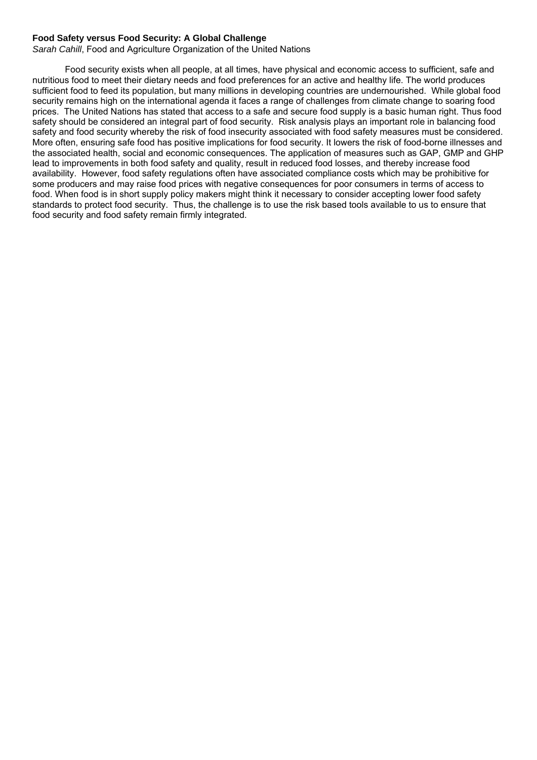**Food Safety versus Food Security: A Global Challenge**

*Sarah Cahill*, Food and Agriculture Organization of the United Nations

Food security exists when all people, at all times, have physical and economic access to sufficient, safe and nutritious food to meet their dietary needs and food preferences for an active and healthy life. The world produces sufficient food to feed its population, but many millions in developing countries are undernourished. While global food security remains high on the international agenda it faces a range of challenges from climate change to soaring food prices. The United Nations has stated that access to a safe and secure food supply is a basic human right. Thus food safety should be considered an integral part of food security. Risk analysis plays an important role in balancing food safety and food security whereby the risk of food insecurity associated with food safety measures must be considered. More often, ensuring safe food has positive implications for food security. It lowers the risk of food-borne illnesses and the associated health, social and economic consequences. The application of measures such as GAP, GMP and GHP lead to improvements in both food safety and quality, result in reduced food losses, and thereby increase food availability. However, food safety regulations often have associated compliance costs which may be prohibitive for some producers and may raise food prices with negative consequences for poor consumers in terms of access to food. When food is in short supply policy makers might think it necessary to consider accepting lower food safety standards to protect food security. Thus, the challenge is to use the risk based tools available to us to ensure that food security and food safety remain firmly integrated.